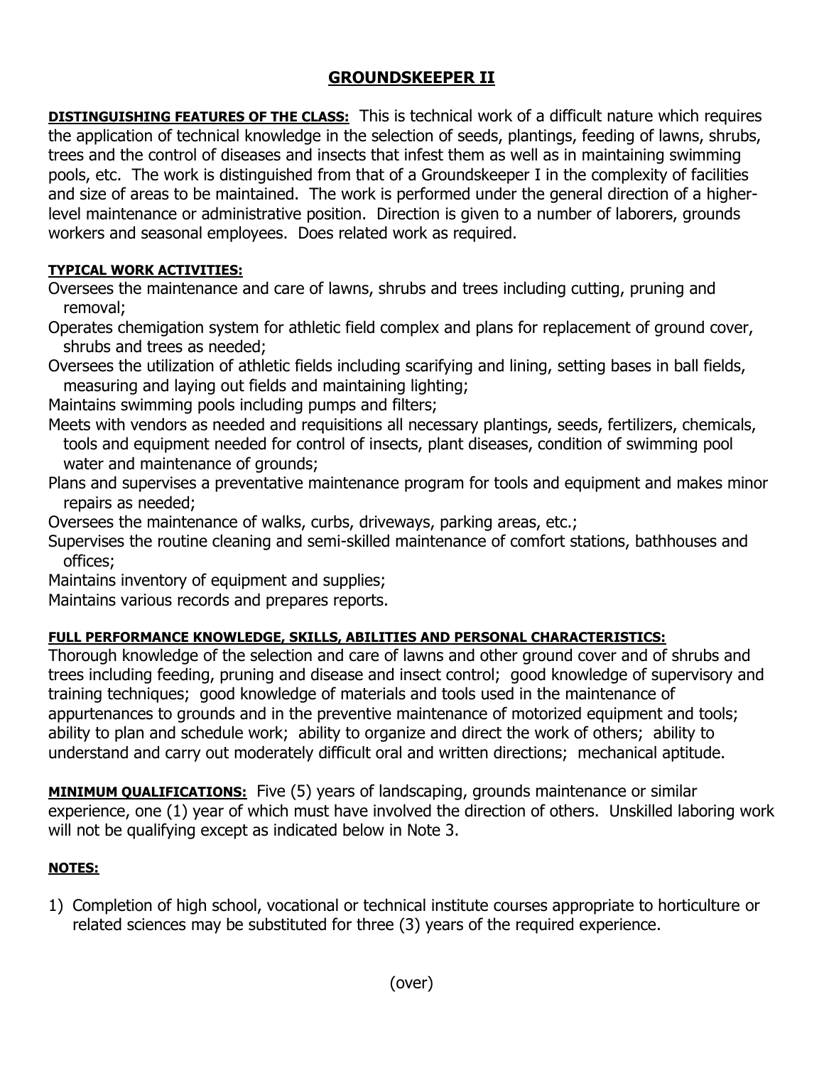# GROUNDSKEEPER II

**DISTINGUISHING FEATURES OF THE CLASS:** This is technical work of a difficult nature which requires the application of technical knowledge in the selection of seeds, plantings, feeding of lawns, shrubs, trees and the control of diseases and insects that infest them as well as in maintaining swimming pools, etc. The work is distinguished from that of a Groundskeeper I in the complexity of facilities and size of areas to be maintained. The work is performed under the general direction of a higher-level maintenance or administrative position. Direction is given to a number of laborers, grounds workers and seasonal employees. Does related work as required.

**TYPICAL WORK ACTIVITIES:**

Oversees the maintenance and care of lawns, shrubs and trees including cutting, pruning and removal;

Operates chemigation system for athletic field complex and plans for replacement of ground cover, shrubs and trees as needed;

Oversees the utilization of athletic fields including scarifying and lining, setting bases in ball fields, measuring and laying out fields and maintaining lighting;

Maintains swimming pools including pumps and filters;

Meets with vendors as needed and requisitions all necessary plantings, seeds, fertilizers, chemicals, tools and equipment needed for control of insects, plant diseases, condition of swimming pool water and maintenance of grounds;

Plans and supervises a preventative maintenance program for tools and equipment and makes minor repairs as needed;

Oversees the maintenance of walks, curbs, driveways, parking areas, etc.;

Supervises the routine cleaning and semi-skilled maintenance of comfort stations, bathhouses and offices;

Maintains inventory of equipment and supplies;

Maintains various records and prepares reports.

**FULL PERFORMANCE KNOWLEDGE, SKILLS, ABILITIES AND PERSONAL CHARACTERISTICS:**

Thorough knowledge of the selection and care of lawns and other ground cover and of shrubs and trees including feeding, pruning and disease and insect control; good knowledge of supervisory and training techniques; good knowledge of materials and tools used in the maintenance of appurtenances to grounds and in the preventive maintenance of motorized equipment and tools; ability to plan and schedule work; ability to organize and direct the work of others; ability to understand and carry out moderately difficult oral and written directions; mechanical aptitude.

**MINIMUM QUALIFICATIONS:** Five (5) years of landscaping, grounds maintenance or similar experience, one (1) year of which must have involved the direction of others. Unskilled laboring work will not be qualifying except as indicated below in Note 3.

**NOTES:**

1) Completion of high school, vocational or technical institute courses appropriate to horticulture or related sciences may be substituted for three (3) years of the required experience.

(over)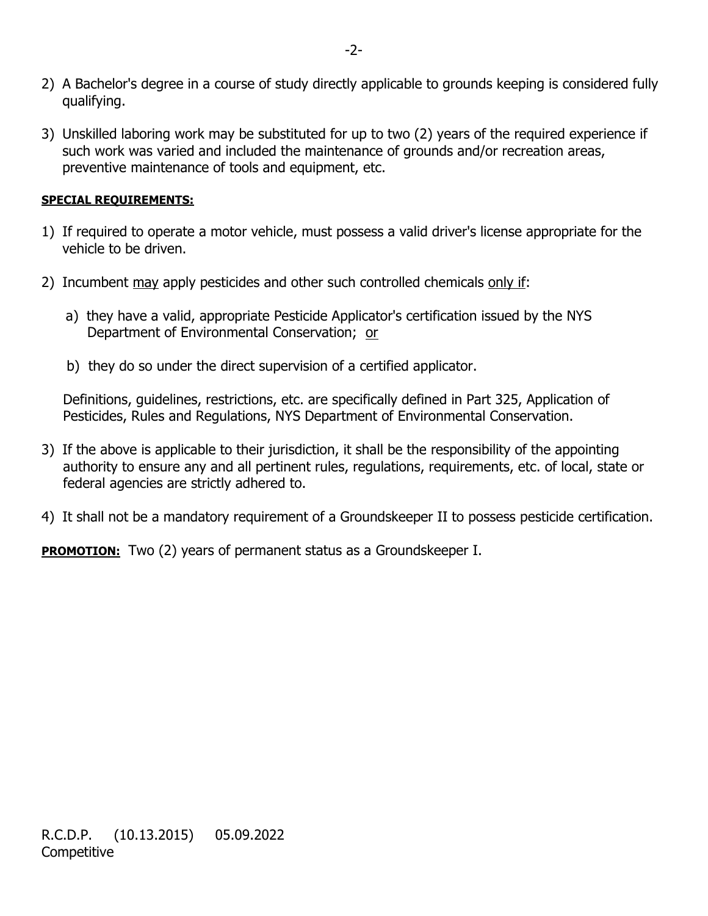2) A Bachelor's degree in a course of study directly applicable to grounds keeping is considered fully qualifying.

3) Unskilled laboring work may be substituted for up to two (2) years of the required experience if such work was varied and included the maintenance of grounds and/or recreation areas, preventive maintenance of tools and equipment, etc.

**SPECIAL REQUIREMENTS:**

1) If required to operate a motor vehicle, must possess a valid driver's license appropriate for the vehicle to be driven.

2) Incumbent may apply pesticides and other such controlled chemicals only if:

   a) they have a valid, appropriate Pesticide Applicator's certification issued by the NYS Department of Environmental Conservation; or

   b) they do so under the direct supervision of a certified applicator.

   Definitions, guidelines, restrictions, etc. are specifically defined in Part 325, Application of Pesticides, Rules and Regulations, NYS Department of Environmental Conservation.

3) If the above is applicable to their jurisdiction, it shall be the responsibility of the appointing authority to ensure any and all pertinent rules, regulations, requirements, etc. of local, state or federal agencies are strictly adhered to.

4) It shall not be a mandatory requirement of a Groundskeeper II to possess pesticide certification.

**PROMOTION:** Two (2) years of permanent status as a Groundskeeper I.

R.C.D.P. (10.13.2015) 05.09.2022
Competitive